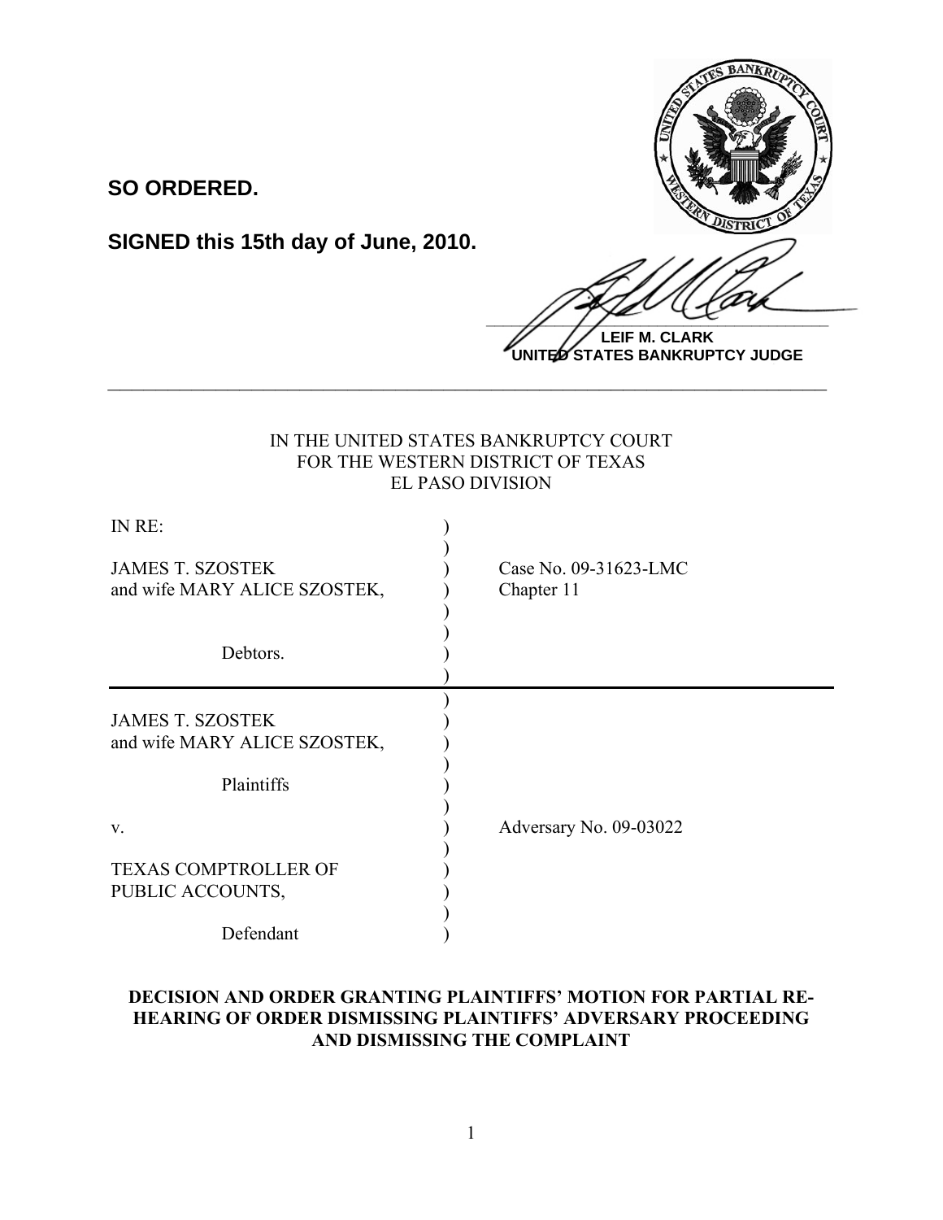**SO ORDERED.**

**SIGNED this 15th day of June, 2010.**

**LEIF M. CLARK**
**UNITED STATES BANKRUPTCY JUDGE**

---

IN THE UNITED STATES BANKRUPTCY COURT
FOR THE WESTERN DISTRICT OF TEXAS
EL PASO DIVISION

| | | |
|---|---|---|
| IN RE: | ) | |
| | ) | |
| JAMES T. SZOSTEK | ) | Case No. 09-31623-LMC |
| and wife MARY ALICE SZOSTEK, | ) | Chapter 11 |
| | ) | |
| | ) | |
| Debtors. | ) | |
| | ) | |

| | | |
|---|---|---|
| | ) | |
| JAMES T. SZOSTEK | ) | |
| and wife MARY ALICE SZOSTEK, | ) | |
| | ) | |
| Plaintiffs | ) | |
| | ) | |
| v. | ) | Adversary No. 09-03022 |
| | ) | |
| TEXAS COMPTROLLER OF | ) | |
| PUBLIC ACCOUNTS, | ) | |
| | ) | |
| Defendant | ) | |

**DECISION AND ORDER GRANTING PLAINTIFFS' MOTION FOR PARTIAL RE-HEARING OF ORDER DISMISSING PLAINTIFFS' ADVERSARY PROCEEDING AND DISMISSING THE COMPLAINT**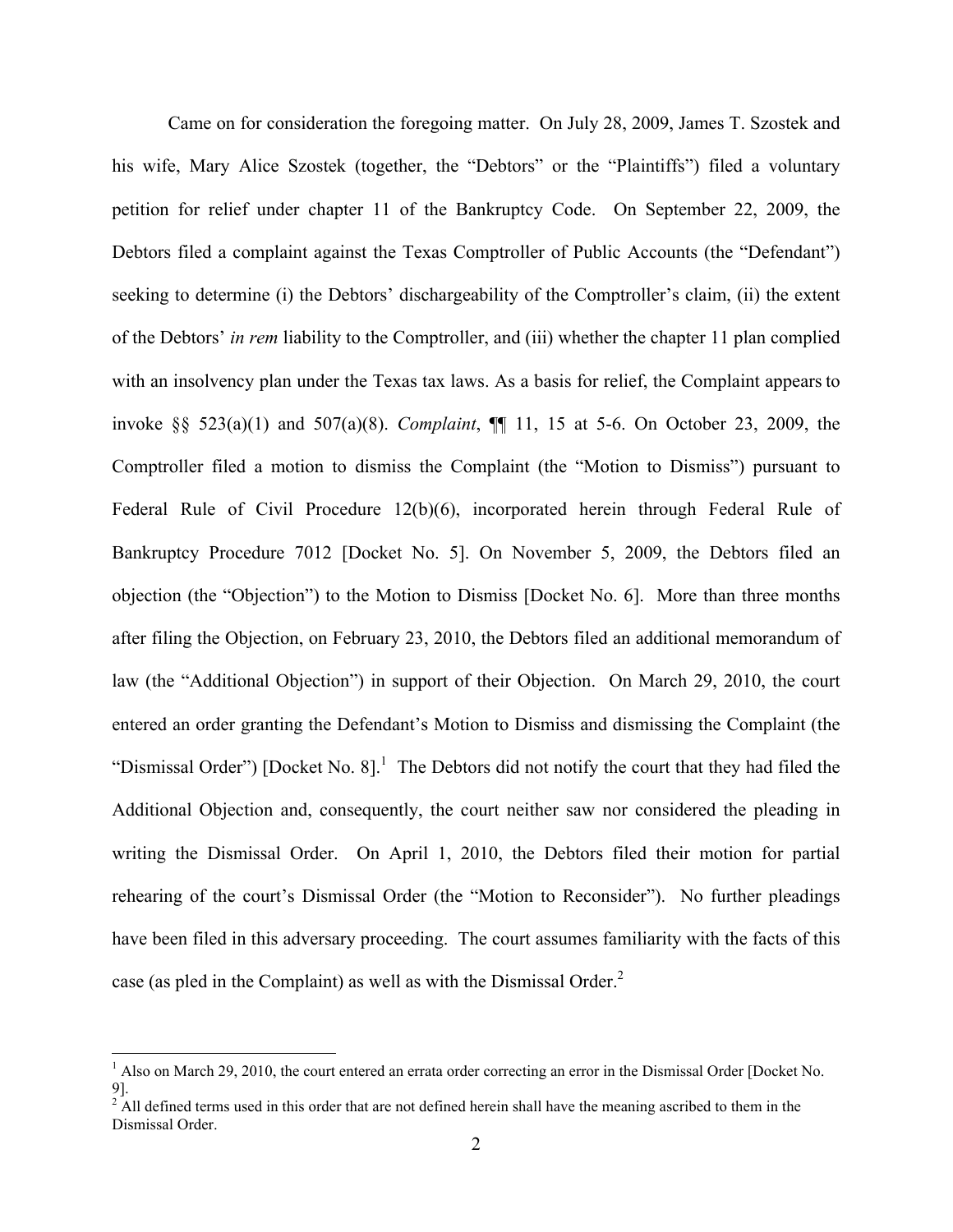Came on for consideration the foregoing matter. On July 28, 2009, James T. Szostek and his wife, Mary Alice Szostek (together, the "Debtors" or the "Plaintiffs") filed a voluntary petition for relief under chapter 11 of the Bankruptcy Code. On September 22, 2009, the Debtors filed a complaint against the Texas Comptroller of Public Accounts (the "Defendant") seeking to determine (i) the Debtors' dischargeability of the Comptroller's claim, (ii) the extent of the Debtors' *in rem* liability to the Comptroller, and (iii) whether the chapter 11 plan complied with an insolvency plan under the Texas tax laws. As a basis for relief, the Complaint appears to invoke §§ 523(a)(1) and 507(a)(8). *Complaint*, ¶¶ 11, 15 at 5-6. On October 23, 2009, the Comptroller filed a motion to dismiss the Complaint (the "Motion to Dismiss") pursuant to Federal Rule of Civil Procedure 12(b)(6), incorporated herein through Federal Rule of Bankruptcy Procedure 7012 [Docket No. 5]. On November 5, 2009, the Debtors filed an objection (the "Objection") to the Motion to Dismiss [Docket No. 6]. More than three months after filing the Objection, on February 23, 2010, the Debtors filed an additional memorandum of law (the "Additional Objection") in support of their Objection. On March 29, 2010, the court entered an order granting the Defendant's Motion to Dismiss and dismissing the Complaint (the "Dismissal Order") [Docket No. 8].[1] The Debtors did not notify the court that they had filed the Additional Objection and, consequently, the court neither saw nor considered the pleading in writing the Dismissal Order. On April 1, 2010, the Debtors filed their motion for partial rehearing of the court's Dismissal Order (the "Motion to Reconsider"). No further pleadings have been filed in this adversary proceeding. The court assumes familiarity with the facts of this case (as pled in the Complaint) as well as with the Dismissal Order.[2]

---

[1] Also on March 29, 2010, the court entered an errata order correcting an error in the Dismissal Order [Docket No. 9].

[2] All defined terms used in this order that are not defined herein shall have the meaning ascribed to them in the Dismissal Order.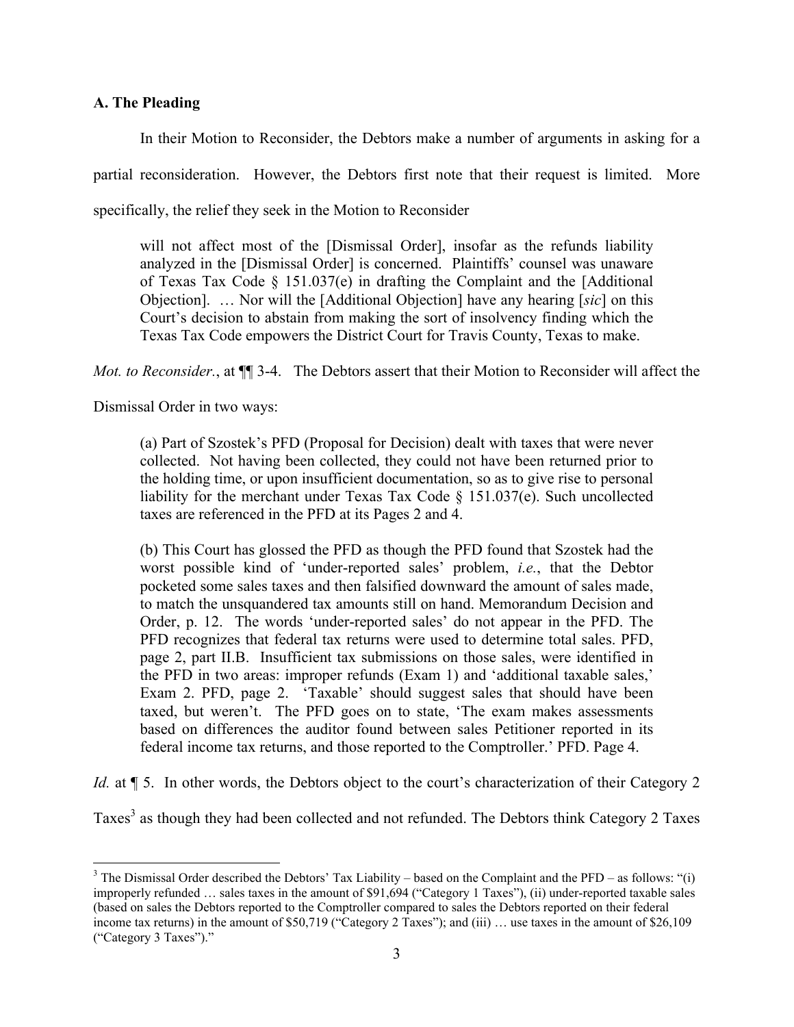### A. The Pleading

In their Motion to Reconsider, the Debtors make a number of arguments in asking for a partial reconsideration. However, the Debtors first note that their request is limited. More specifically, the relief they seek in the Motion to Reconsider

> will not affect most of the [Dismissal Order], insofar as the refunds liability analyzed in the [Dismissal Order] is concerned. Plaintiffs' counsel was unaware of Texas Tax Code § 151.037(e) in drafting the Complaint and the [Additional Objection]. … Nor will the [Additional Objection] have any hearing [*sic*] on this Court's decision to abstain from making the sort of insolvency finding which the Texas Tax Code empowers the District Court for Travis County, Texas to make.

*Mot. to Reconsider.*, at ¶¶ 3-4. The Debtors assert that their Motion to Reconsider will affect the Dismissal Order in two ways:

> (a) Part of Szostek's PFD (Proposal for Decision) dealt with taxes that were never collected. Not having been collected, they could not have been returned prior to the holding time, or upon insufficient documentation, so as to give rise to personal liability for the merchant under Texas Tax Code § 151.037(e). Such uncollected taxes are referenced in the PFD at its Pages 2 and 4.
>
> (b) This Court has glossed the PFD as though the PFD found that Szostek had the worst possible kind of 'under-reported sales' problem, *i.e.*, that the Debtor pocketed some sales taxes and then falsified downward the amount of sales made, to match the unsquandered tax amounts still on hand. Memorandum Decision and Order, p. 12. The words 'under-reported sales' do not appear in the PFD. The PFD recognizes that federal tax returns were used to determine total sales. PFD, page 2, part II.B. Insufficient tax submissions on those sales, were identified in the PFD in two areas: improper refunds (Exam 1) and 'additional taxable sales,' Exam 2. PFD, page 2. 'Taxable' should suggest sales that should have been taxed, but weren't. The PFD goes on to state, 'The exam makes assessments based on differences the auditor found between sales Petitioner reported in its federal income tax returns, and those reported to the Comptroller.' PFD. Page 4.

*Id.* at ¶ 5. In other words, the Debtors object to the court's characterization of their Category 2 Taxes[3] as though they had been collected and not refunded. The Debtors think Category 2 Taxes

---

[3] The Dismissal Order described the Debtors' Tax Liability – based on the Complaint and the PFD – as follows: "(i) improperly refunded … sales taxes in the amount of $91,694 ("Category 1 Taxes"), (ii) under-reported taxable sales (based on sales the Debtors reported to the Comptroller compared to sales the Debtors reported on their federal income tax returns) in the amount of $50,719 ("Category 2 Taxes"); and (iii) … use taxes in the amount of $26,109 ("Category 3 Taxes")."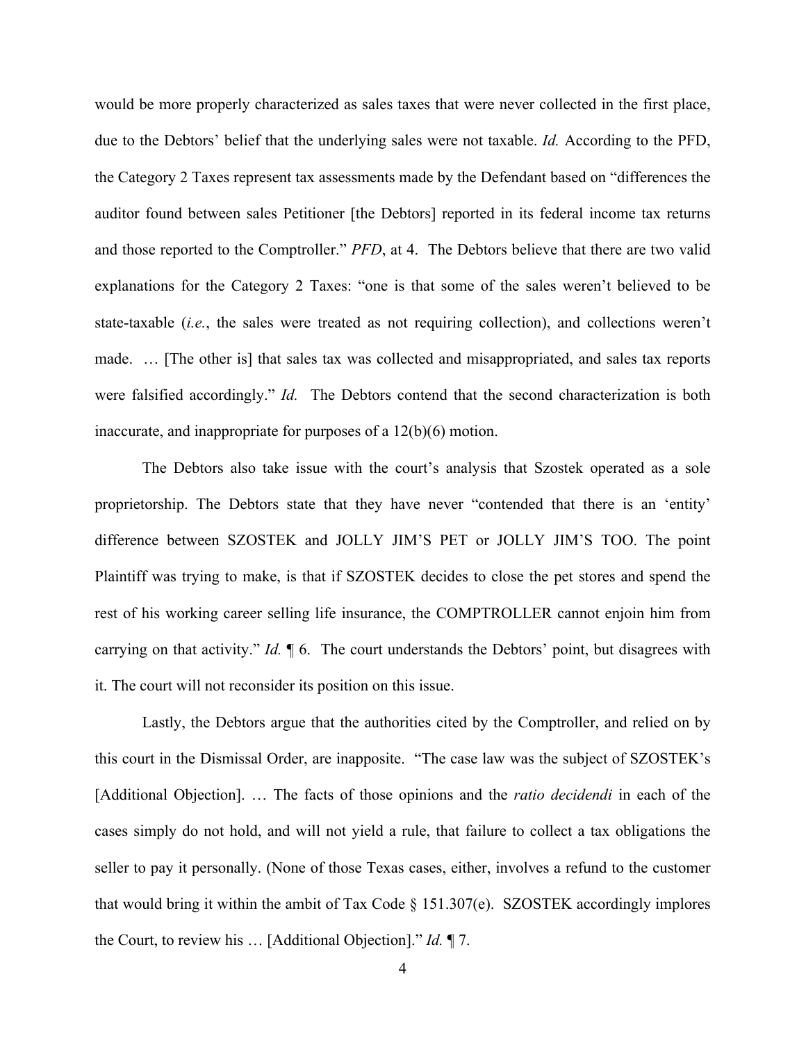would be more properly characterized as sales taxes that were never collected in the first place, due to the Debtors' belief that the underlying sales were not taxable. *Id.* According to the PFD, the Category 2 Taxes represent tax assessments made by the Defendant based on "differences the auditor found between sales Petitioner [the Debtors] reported in its federal income tax returns and those reported to the Comptroller." *PFD*, at 4. The Debtors believe that there are two valid explanations for the Category 2 Taxes: "one is that some of the sales weren't believed to be state-taxable (*i.e.*, the sales were treated as not requiring collection), and collections weren't made. … [The other is] that sales tax was collected and misappropriated, and sales tax reports were falsified accordingly." *Id.* The Debtors contend that the second characterization is both inaccurate, and inappropriate for purposes of a 12(b)(6) motion.

The Debtors also take issue with the court's analysis that Szostek operated as a sole proprietorship. The Debtors state that they have never "contended that there is an 'entity' difference between SZOSTEK and JOLLY JIM'S PET or JOLLY JIM'S TOO. The point Plaintiff was trying to make, is that if SZOSTEK decides to close the pet stores and spend the rest of his working career selling life insurance, the COMPTROLLER cannot enjoin him from carrying on that activity." *Id.* ¶ 6. The court understands the Debtors' point, but disagrees with it. The court will not reconsider its position on this issue.

Lastly, the Debtors argue that the authorities cited by the Comptroller, and relied on by this court in the Dismissal Order, are inapposite. "The case law was the subject of SZOSTEK's [Additional Objection]. … The facts of those opinions and the *ratio decidendi* in each of the cases simply do not hold, and will not yield a rule, that failure to collect a tax obligations the seller to pay it personally. (None of those Texas cases, either, involves a refund to the customer that would bring it within the ambit of Tax Code § 151.307(e). SZOSTEK accordingly implores the Court, to review his … [Additional Objection]." *Id.* ¶ 7.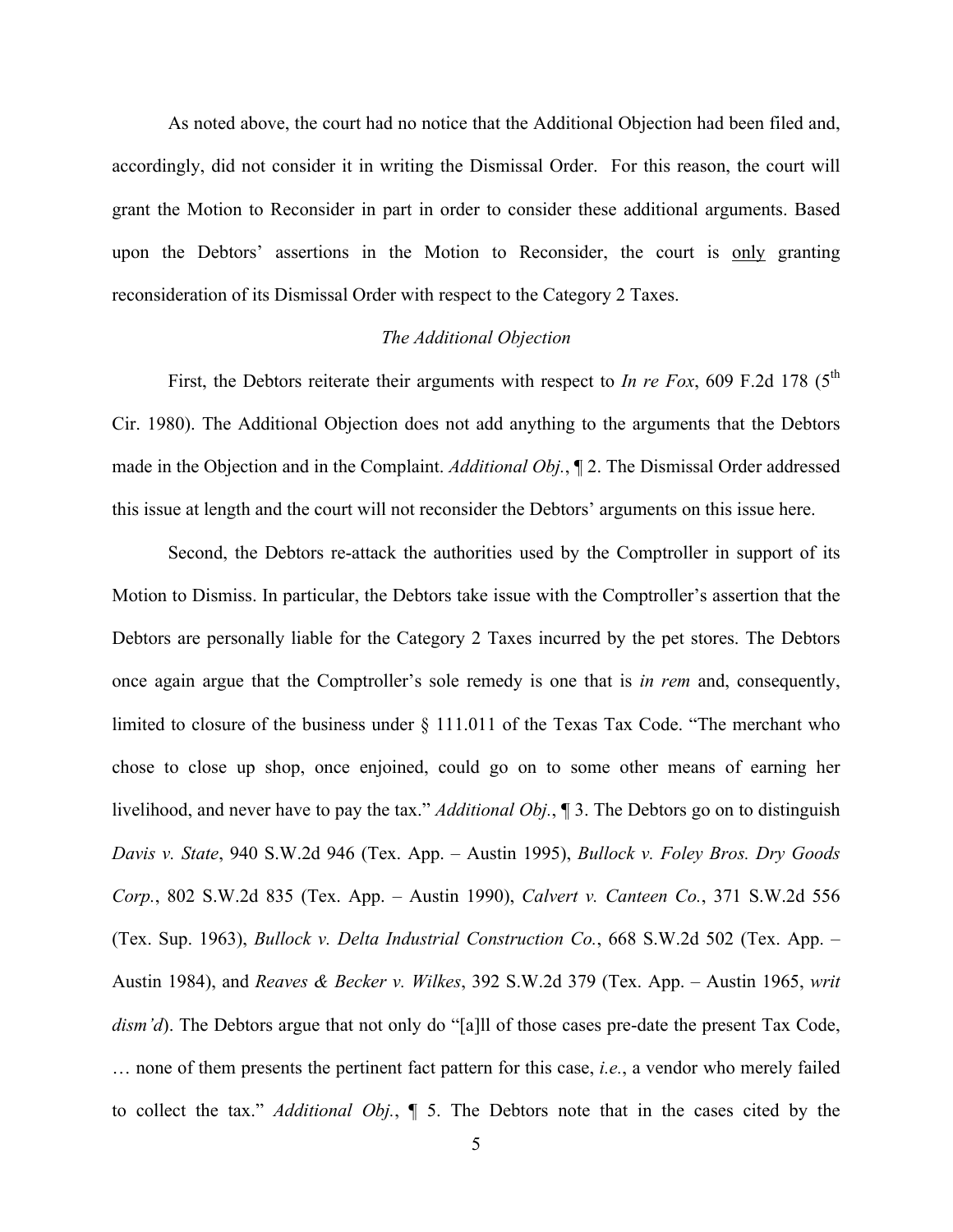As noted above, the court had no notice that the Additional Objection had been filed and, accordingly, did not consider it in writing the Dismissal Order. For this reason, the court will grant the Motion to Reconsider in part in order to consider these additional arguments. Based upon the Debtors' assertions in the Motion to Reconsider, the court is <u>only</u> granting reconsideration of its Dismissal Order with respect to the Category 2 Taxes.

*The Additional Objection*

First, the Debtors reiterate their arguments with respect to *In re Fox*, 609 F.2d 178 (5th Cir. 1980). The Additional Objection does not add anything to the arguments that the Debtors made in the Objection and in the Complaint. *Additional Obj.*, ¶ 2. The Dismissal Order addressed this issue at length and the court will not reconsider the Debtors' arguments on this issue here.

Second, the Debtors re-attack the authorities used by the Comptroller in support of its Motion to Dismiss. In particular, the Debtors take issue with the Comptroller's assertion that the Debtors are personally liable for the Category 2 Taxes incurred by the pet stores. The Debtors once again argue that the Comptroller's sole remedy is one that is *in rem* and, consequently, limited to closure of the business under § 111.011 of the Texas Tax Code. "The merchant who chose to close up shop, once enjoined, could go on to some other means of earning her livelihood, and never have to pay the tax." *Additional Obj.*, ¶ 3. The Debtors go on to distinguish *Davis v. State*, 940 S.W.2d 946 (Tex. App. – Austin 1995), *Bullock v. Foley Bros. Dry Goods Corp.*, 802 S.W.2d 835 (Tex. App. – Austin 1990), *Calvert v. Canteen Co.*, 371 S.W.2d 556 (Tex. Sup. 1963), *Bullock v. Delta Industrial Construction Co.*, 668 S.W.2d 502 (Tex. App. – Austin 1984), and *Reaves & Becker v. Wilkes*, 392 S.W.2d 379 (Tex. App. – Austin 1965, *writ dism'd*). The Debtors argue that not only do "[a]ll of those cases pre-date the present Tax Code, … none of them presents the pertinent fact pattern for this case, *i.e.*, a vendor who merely failed to collect the tax." *Additional Obj.*, ¶ 5. The Debtors note that in the cases cited by the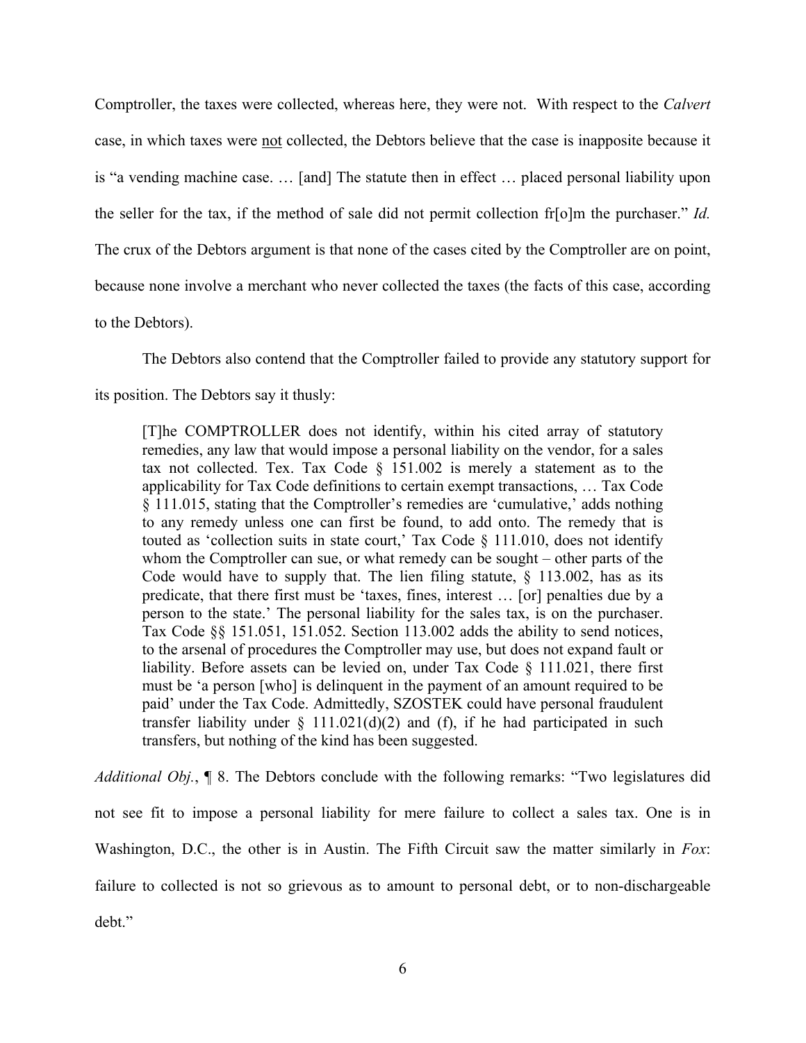Comptroller, the taxes were collected, whereas here, they were not. With respect to the *Calvert* case, in which taxes were not collected, the Debtors believe that the case is inapposite because it is "a vending machine case. … [and] The statute then in effect … placed personal liability upon the seller for the tax, if the method of sale did not permit collection fr[o]m the purchaser." *Id.* The crux of the Debtors argument is that none of the cases cited by the Comptroller are on point, because none involve a merchant who never collected the taxes (the facts of this case, according to the Debtors).

The Debtors also contend that the Comptroller failed to provide any statutory support for its position. The Debtors say it thusly:

> [T]he COMPTROLLER does not identify, within his cited array of statutory remedies, any law that would impose a personal liability on the vendor, for a sales tax not collected. Tex. Tax Code § 151.002 is merely a statement as to the applicability for Tax Code definitions to certain exempt transactions, … Tax Code § 111.015, stating that the Comptroller's remedies are 'cumulative,' adds nothing to any remedy unless one can first be found, to add onto. The remedy that is touted as 'collection suits in state court,' Tax Code § 111.010, does not identify whom the Comptroller can sue, or what remedy can be sought – other parts of the Code would have to supply that. The lien filing statute, § 113.002, has as its predicate, that there first must be 'taxes, fines, interest … [or] penalties due by a person to the state.' The personal liability for the sales tax, is on the purchaser. Tax Code §§ 151.051, 151.052. Section 113.002 adds the ability to send notices, to the arsenal of procedures the Comptroller may use, but does not expand fault or liability. Before assets can be levied on, under Tax Code § 111.021, there first must be 'a person [who] is delinquent in the payment of an amount required to be paid' under the Tax Code. Admittedly, SZOSTEK could have personal fraudulent transfer liability under § 111.021(d)(2) and (f), if he had participated in such transfers, but nothing of the kind has been suggested.

*Additional Obj.*, ¶ 8. The Debtors conclude with the following remarks: "Two legislatures did not see fit to impose a personal liability for mere failure to collect a sales tax. One is in Washington, D.C., the other is in Austin. The Fifth Circuit saw the matter similarly in *Fox*: failure to collected is not so grievous as to amount to personal debt, or to non-dischargeable debt."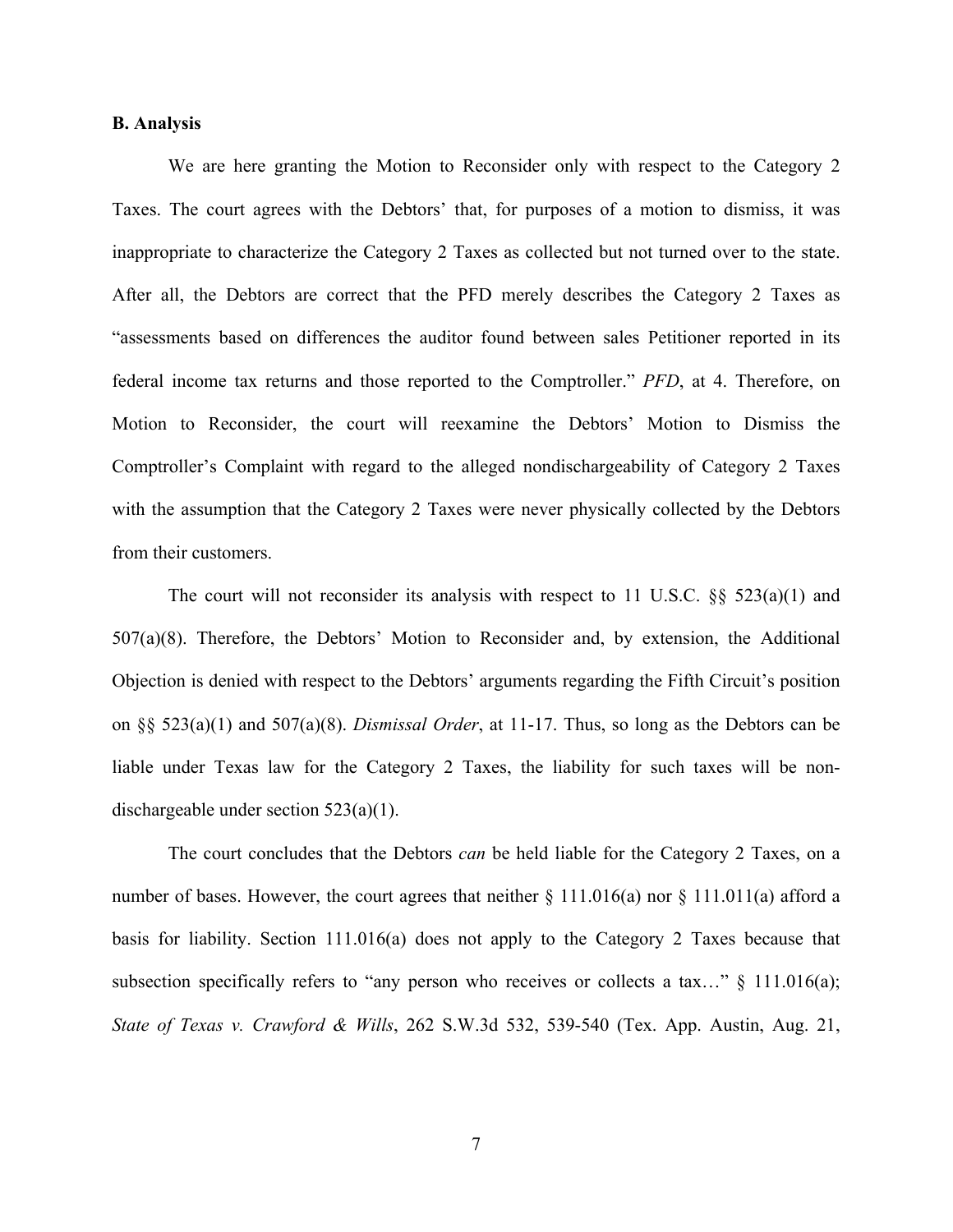**B. Analysis**

We are here granting the Motion to Reconsider only with respect to the Category 2 Taxes. The court agrees with the Debtors' that, for purposes of a motion to dismiss, it was inappropriate to characterize the Category 2 Taxes as collected but not turned over to the state. After all, the Debtors are correct that the PFD merely describes the Category 2 Taxes as "assessments based on differences the auditor found between sales Petitioner reported in its federal income tax returns and those reported to the Comptroller." *PFD*, at 4. Therefore, on Motion to Reconsider, the court will reexamine the Debtors' Motion to Dismiss the Comptroller's Complaint with regard to the alleged nondischargeability of Category 2 Taxes with the assumption that the Category 2 Taxes were never physically collected by the Debtors from their customers.

The court will not reconsider its analysis with respect to 11 U.S.C. §§ 523(a)(1) and 507(a)(8). Therefore, the Debtors' Motion to Reconsider and, by extension, the Additional Objection is denied with respect to the Debtors' arguments regarding the Fifth Circuit's position on §§ 523(a)(1) and 507(a)(8). *Dismissal Order*, at 11-17. Thus, so long as the Debtors can be liable under Texas law for the Category 2 Taxes, the liability for such taxes will be non-dischargeable under section 523(a)(1).

The court concludes that the Debtors *can* be held liable for the Category 2 Taxes, on a number of bases. However, the court agrees that neither § 111.016(a) nor § 111.011(a) afford a basis for liability. Section 111.016(a) does not apply to the Category 2 Taxes because that subsection specifically refers to "any person who receives or collects a tax…" § 111.016(a); *State of Texas v. Crawford & Wills*, 262 S.W.3d 532, 539-540 (Tex. App. Austin, Aug. 21,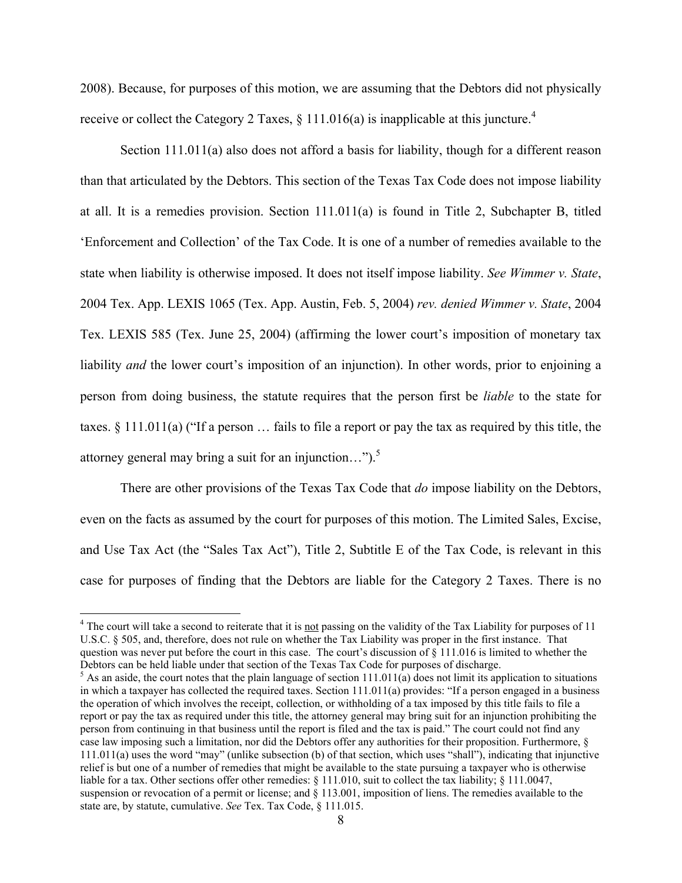2008). Because, for purposes of this motion, we are assuming that the Debtors did not physically receive or collect the Category 2 Taxes, § 111.016(a) is inapplicable at this juncture.[4]

Section 111.011(a) also does not afford a basis for liability, though for a different reason than that articulated by the Debtors. This section of the Texas Tax Code does not impose liability at all. It is a remedies provision. Section 111.011(a) is found in Title 2, Subchapter B, titled 'Enforcement and Collection' of the Tax Code. It is one of a number of remedies available to the state when liability is otherwise imposed. It does not itself impose liability. *See Wimmer v. State*, 2004 Tex. App. LEXIS 1065 (Tex. App. Austin, Feb. 5, 2004) *rev. denied Wimmer v. State*, 2004 Tex. LEXIS 585 (Tex. June 25, 2004) (affirming the lower court's imposition of monetary tax liability *and* the lower court's imposition of an injunction). In other words, prior to enjoining a person from doing business, the statute requires that the person first be *liable* to the state for taxes. § 111.011(a) ("If a person … fails to file a report or pay the tax as required by this title, the attorney general may bring a suit for an injunction…").[5]

There are other provisions of the Texas Tax Code that *do* impose liability on the Debtors, even on the facts as assumed by the court for purposes of this motion. The Limited Sales, Excise, and Use Tax Act (the "Sales Tax Act"), Title 2, Subtitle E of the Tax Code, is relevant in this case for purposes of finding that the Debtors are liable for the Category 2 Taxes. There is no

---

[4] The court will take a second to reiterate that it is <u>not</u> passing on the validity of the Tax Liability for purposes of 11 U.S.C. § 505, and, therefore, does not rule on whether the Tax Liability was proper in the first instance. That question was never put before the court in this case. The court's discussion of § 111.016 is limited to whether the Debtors can be held liable under that section of the Texas Tax Code for purposes of discharge.

[5] As an aside, the court notes that the plain language of section 111.011(a) does not limit its application to situations in which a taxpayer has collected the required taxes. Section 111.011(a) provides: "If a person engaged in a business the operation of which involves the receipt, collection, or withholding of a tax imposed by this title fails to file a report or pay the tax as required under this title, the attorney general may bring suit for an injunction prohibiting the person from continuing in that business until the report is filed and the tax is paid." The court could not find any case law imposing such a limitation, nor did the Debtors offer any authorities for their proposition. Furthermore, § 111.011(a) uses the word "may" (unlike subsection (b) of that section, which uses "shall"), indicating that injunctive relief is but one of a number of remedies that might be available to the state pursuing a taxpayer who is otherwise liable for a tax. Other sections offer other remedies: § 111.010, suit to collect the tax liability; § 111.0047, suspension or revocation of a permit or license; and § 113.001, imposition of liens. The remedies available to the state are, by statute, cumulative. *See* Tex. Tax Code, § 111.015.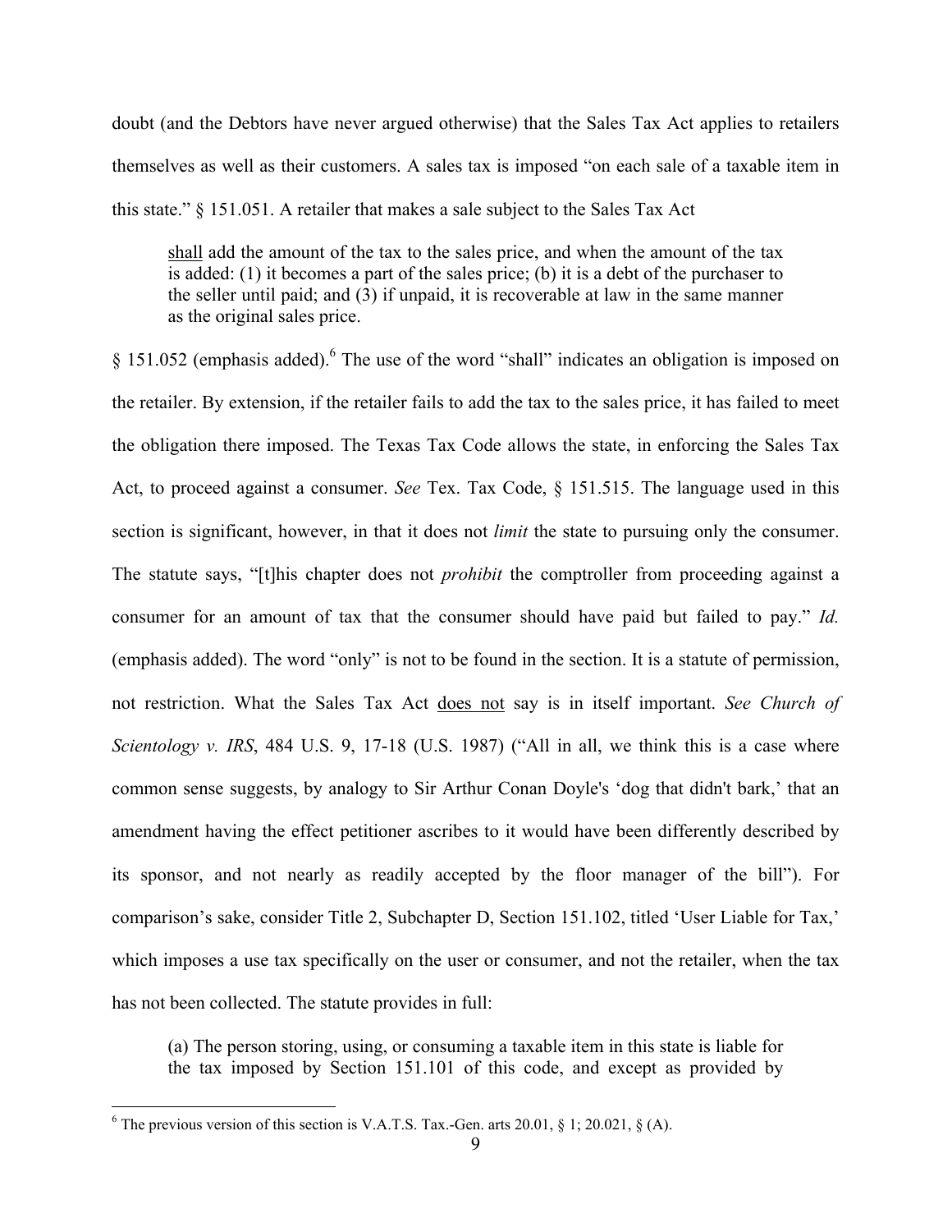doubt (and the Debtors have never argued otherwise) that the Sales Tax Act applies to retailers themselves as well as their customers. A sales tax is imposed "on each sale of a taxable item in this state." § 151.051. A retailer that makes a sale subject to the Sales Tax Act

> shall add the amount of the tax to the sales price, and when the amount of the tax is added: (1) it becomes a part of the sales price; (b) it is a debt of the purchaser to the seller until paid; and (3) if unpaid, it is recoverable at law in the same manner as the original sales price.

§ 151.052 (emphasis added).[6] The use of the word "shall" indicates an obligation is imposed on the retailer. By extension, if the retailer fails to add the tax to the sales price, it has failed to meet the obligation there imposed. The Texas Tax Code allows the state, in enforcing the Sales Tax Act, to proceed against a consumer. *See* Tex. Tax Code, § 151.515. The language used in this section is significant, however, in that it does not *limit* the state to pursuing only the consumer. The statute says, "[t]his chapter does not *prohibit* the comptroller from proceeding against a consumer for an amount of tax that the consumer should have paid but failed to pay." *Id.* (emphasis added). The word "only" is not to be found in the section. It is a statute of permission, not restriction. What the Sales Tax Act does not say is in itself important. *See Church of Scientology v. IRS*, 484 U.S. 9, 17-18 (U.S. 1987) ("All in all, we think this is a case where common sense suggests, by analogy to Sir Arthur Conan Doyle's 'dog that didn't bark,' that an amendment having the effect petitioner ascribes to it would have been differently described by its sponsor, and not nearly as readily accepted by the floor manager of the bill"). For comparison's sake, consider Title 2, Subchapter D, Section 151.102, titled 'User Liable for Tax,' which imposes a use tax specifically on the user or consumer, and not the retailer, when the tax has not been collected. The statute provides in full:

> (a) The person storing, using, or consuming a taxable item in this state is liable for the tax imposed by Section 151.101 of this code, and except as provided by

[6] The previous version of this section is V.A.T.S. Tax.-Gen. arts 20.01, § 1; 20.021, § (A).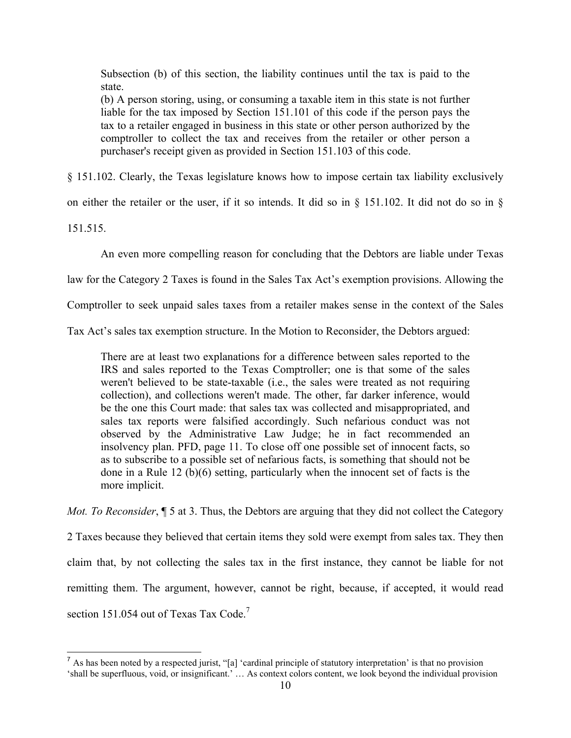> Subsection (b) of this section, the liability continues until the tax is paid to the state.
> (b) A person storing, using, or consuming a taxable item in this state is not further liable for the tax imposed by Section 151.101 of this code if the person pays the tax to a retailer engaged in business in this state or other person authorized by the comptroller to collect the tax and receives from the retailer or other person a purchaser's receipt given as provided in Section 151.103 of this code.

§ 151.102. Clearly, the Texas legislature knows how to impose certain tax liability exclusively on either the retailer or the user, if it so intends. It did so in § 151.102. It did not do so in § 151.515.

An even more compelling reason for concluding that the Debtors are liable under Texas law for the Category 2 Taxes is found in the Sales Tax Act's exemption provisions. Allowing the Comptroller to seek unpaid sales taxes from a retailer makes sense in the context of the Sales Tax Act's sales tax exemption structure. In the Motion to Reconsider, the Debtors argued:

> There are at least two explanations for a difference between sales reported to the IRS and sales reported to the Texas Comptroller; one is that some of the sales weren't believed to be state-taxable (i.e., the sales were treated as not requiring collection), and collections weren't made. The other, far darker inference, would be the one this Court made: that sales tax was collected and misappropriated, and sales tax reports were falsified accordingly. Such nefarious conduct was not observed by the Administrative Law Judge; he in fact recommended an insolvency plan. PFD, page 11. To close off one possible set of innocent facts, so as to subscribe to a possible set of nefarious facts, is something that should not be done in a Rule 12 (b)(6) setting, particularly when the innocent set of facts is the more implicit.

*Mot. To Reconsider*, ¶ 5 at 3. Thus, the Debtors are arguing that they did not collect the Category 2 Taxes because they believed that certain items they sold were exempt from sales tax. They then claim that, by not collecting the sales tax in the first instance, they cannot be liable for not remitting them. The argument, however, cannot be right, because, if accepted, it would read section 151.054 out of Texas Tax Code.[7]

---

[7] As has been noted by a respected jurist, "[a] 'cardinal principle of statutory interpretation' is that no provision 'shall be superfluous, void, or insignificant.' … As context colors content, we look beyond the individual provision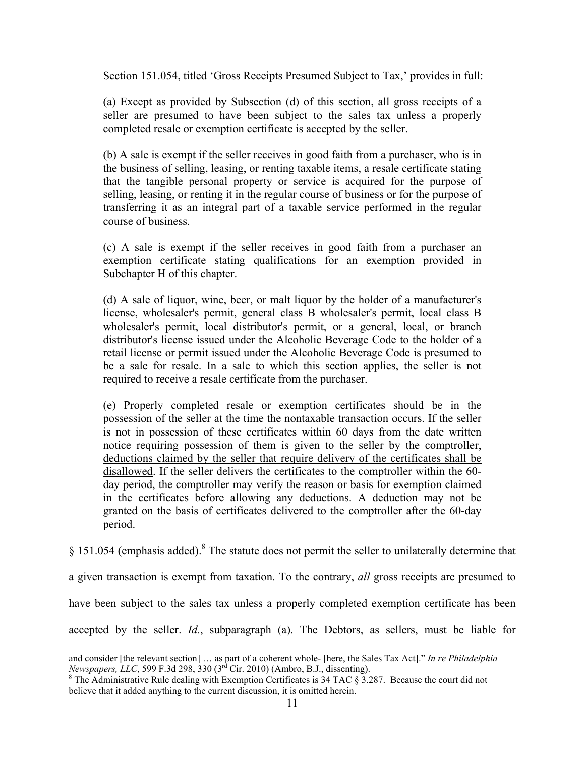Section 151.054, titled 'Gross Receipts Presumed Subject to Tax,' provides in full:

> (a) Except as provided by Subsection (d) of this section, all gross receipts of a seller are presumed to have been subject to the sales tax unless a properly completed resale or exemption certificate is accepted by the seller.
>
> (b) A sale is exempt if the seller receives in good faith from a purchaser, who is in the business of selling, leasing, or renting taxable items, a resale certificate stating that the tangible personal property or service is acquired for the purpose of selling, leasing, or renting it in the regular course of business or for the purpose of transferring it as an integral part of a taxable service performed in the regular course of business.
>
> (c) A sale is exempt if the seller receives in good faith from a purchaser an exemption certificate stating qualifications for an exemption provided in Subchapter H of this chapter.
>
> (d) A sale of liquor, wine, beer, or malt liquor by the holder of a manufacturer's license, wholesaler's permit, general class B wholesaler's permit, local class B wholesaler's permit, local distributor's permit, or a general, local, or branch distributor's license issued under the Alcoholic Beverage Code to the holder of a retail license or permit issued under the Alcoholic Beverage Code is presumed to be a sale for resale. In a sale to which this section applies, the seller is not required to receive a resale certificate from the purchaser.
>
> (e) Properly completed resale or exemption certificates should be in the possession of the seller at the time the nontaxable transaction occurs. If the seller is not in possession of these certificates within 60 days from the date written notice requiring possession of them is given to the seller by the comptroller, <u>deductions claimed by the seller that require delivery of the certificates shall be disallowed</u>. If the seller delivers the certificates to the comptroller within the 60-day period, the comptroller may verify the reason or basis for exemption claimed in the certificates before allowing any deductions. A deduction may not be granted on the basis of certificates delivered to the comptroller after the 60-day period.

§ 151.054 (emphasis added).[8] The statute does not permit the seller to unilaterally determine that a given transaction is exempt from taxation. To the contrary, *all* gross receipts are presumed to have been subject to the sales tax unless a properly completed exemption certificate has been accepted by the seller. *Id.*, subparagraph (a). The Debtors, as sellers, must be liable for

---

and consider [the relevant section] … as part of a coherent whole- [here, the Sales Tax Act]." *In re Philadelphia Newspapers, LLC*, 599 F.3d 298, 330 (3rd Cir. 2010) (Ambro, B.J., dissenting).

[8] The Administrative Rule dealing with Exemption Certificates is 34 TAC § 3.287. Because the court did not believe that it added anything to the current discussion, it is omitted herein.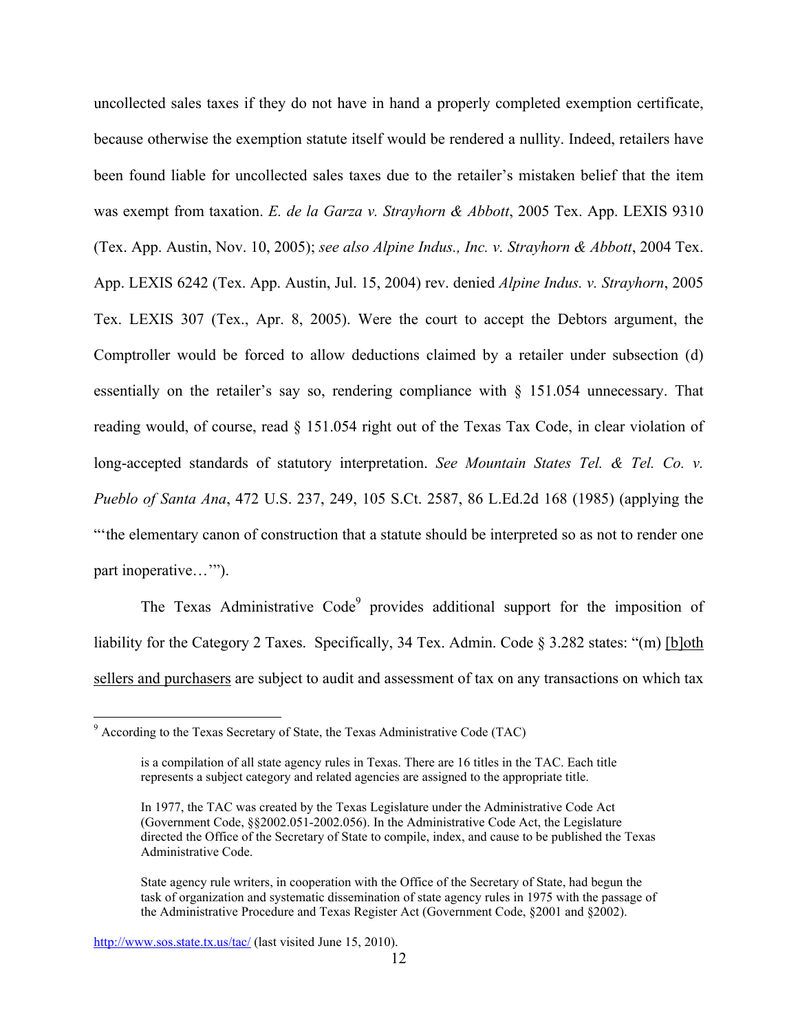uncollected sales taxes if they do not have in hand a properly completed exemption certificate, because otherwise the exemption statute itself would be rendered a nullity. Indeed, retailers have been found liable for uncollected sales taxes due to the retailer's mistaken belief that the item was exempt from taxation. *E. de la Garza v. Strayhorn & Abbott*, 2005 Tex. App. LEXIS 9310 (Tex. App. Austin, Nov. 10, 2005); *see also Alpine Indus., Inc. v. Strayhorn & Abbott*, 2004 Tex. App. LEXIS 6242 (Tex. App. Austin, Jul. 15, 2004) rev. denied *Alpine Indus. v. Strayhorn*, 2005 Tex. LEXIS 307 (Tex., Apr. 8, 2005). Were the court to accept the Debtors argument, the Comptroller would be forced to allow deductions claimed by a retailer under subsection (d) essentially on the retailer's say so, rendering compliance with § 151.054 unnecessary. That reading would, of course, read § 151.054 right out of the Texas Tax Code, in clear violation of long-accepted standards of statutory interpretation. *See Mountain States Tel. & Tel. Co. v. Pueblo of Santa Ana*, 472 U.S. 237, 249, 105 S.Ct. 2587, 86 L.Ed.2d 168 (1985) (applying the "'the elementary canon of construction that a statute should be interpreted so as not to render one part inoperative…'").

The Texas Administrative Code[9] provides additional support for the imposition of liability for the Category 2 Taxes. Specifically, 34 Tex. Admin. Code § 3.282 states: "(m) <u>[b]oth sellers and purchasers</u> are subject to audit and assessment of tax on any transactions on which tax

---

[9] According to the Texas Secretary of State, the Texas Administrative Code (TAC)

> is a compilation of all state agency rules in Texas. There are 16 titles in the TAC. Each title represents a subject category and related agencies are assigned to the appropriate title.
>
> In 1977, the TAC was created by the Texas Legislature under the Administrative Code Act (Government Code, §§2002.051-2002.056). In the Administrative Code Act, the Legislature directed the Office of the Secretary of State to compile, index, and cause to be published the Texas Administrative Code.
>
> State agency rule writers, in cooperation with the Office of the Secretary of State, had begun the task of organization and systematic dissemination of state agency rules in 1975 with the passage of the Administrative Procedure and Texas Register Act (Government Code, §2001 and §2002).

http://www.sos.state.tx.us/tac/ (last visited June 15, 2010).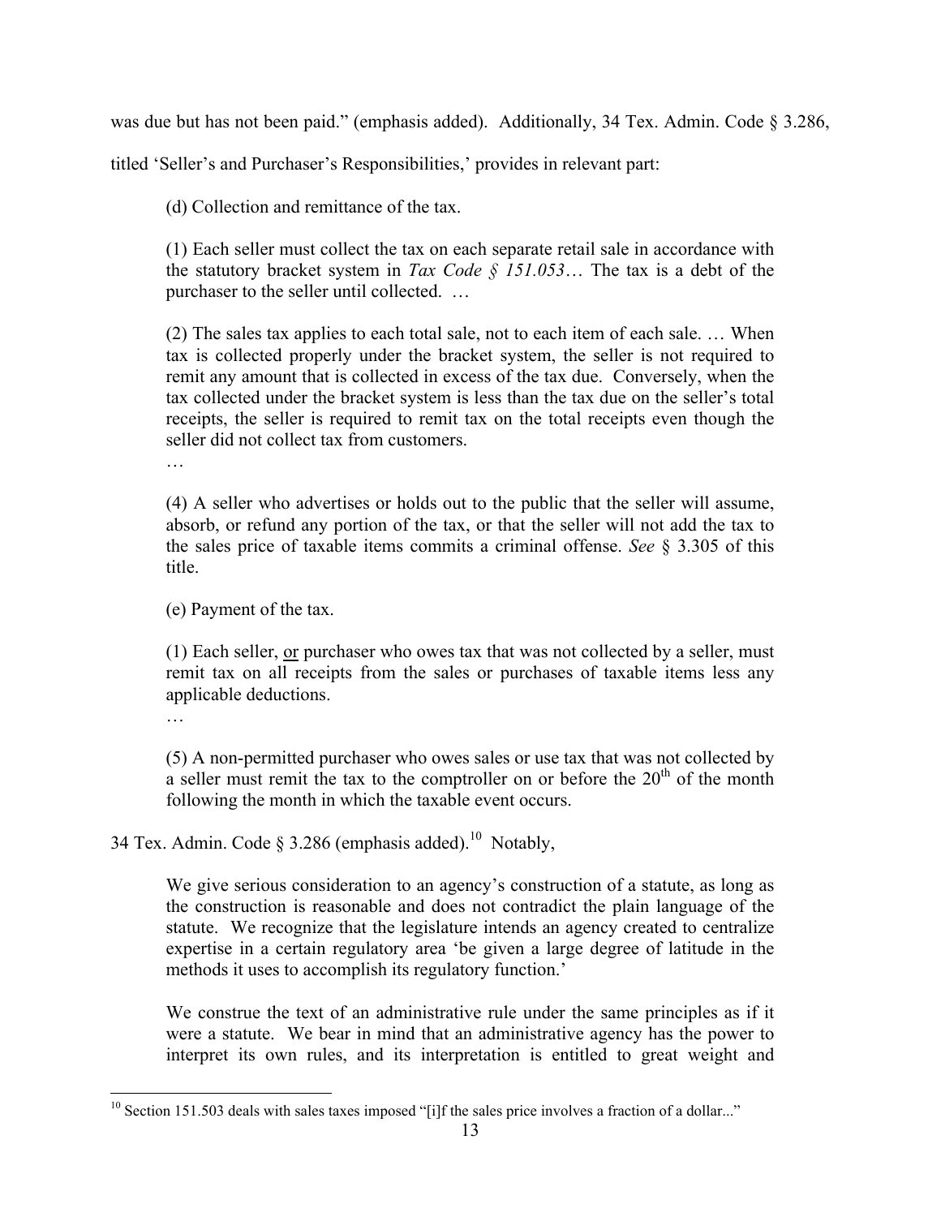was due but has not been paid." (emphasis added). Additionally, 34 Tex. Admin. Code § 3.286, titled 'Seller's and Purchaser's Responsibilities,' provides in relevant part:

> (d) Collection and remittance of the tax.
>
> (1) Each seller must collect the tax on each separate retail sale in accordance with the statutory bracket system in *Tax Code § 151.053*… The tax is a debt of the purchaser to the seller until collected. …
>
> (2) The sales tax applies to each total sale, not to each item of each sale. … When tax is collected properly under the bracket system, the seller is not required to remit any amount that is collected in excess of the tax due. Conversely, when the tax collected under the bracket system is less than the tax due on the seller's total receipts, the seller is required to remit tax on the total receipts even though the seller did not collect tax from customers.
>
> …
>
> (4) A seller who advertises or holds out to the public that the seller will assume, absorb, or refund any portion of the tax, or that the seller will not add the tax to the sales price of taxable items commits a criminal offense. *See* § 3.305 of this title.
>
> (e) Payment of the tax.
>
> (1) Each seller, <u>or</u> purchaser who owes tax that was not collected by a seller, must remit tax on all receipts from the sales or purchases of taxable items less any applicable deductions.
>
> …
>
> (5) A non-permitted purchaser who owes sales or use tax that was not collected by a seller must remit the tax to the comptroller on or before the 20th of the month following the month in which the taxable event occurs.

34 Tex. Admin. Code § 3.286 (emphasis added).[10] Notably,

> We give serious consideration to an agency's construction of a statute, as long as the construction is reasonable and does not contradict the plain language of the statute. We recognize that the legislature intends an agency created to centralize expertise in a certain regulatory area 'be given a large degree of latitude in the methods it uses to accomplish its regulatory function.'
>
> We construe the text of an administrative rule under the same principles as if it were a statute. We bear in mind that an administrative agency has the power to interpret its own rules, and its interpretation is entitled to great weight and

---

[10] Section 151.503 deals with sales taxes imposed "[i]f the sales price involves a fraction of a dollar..."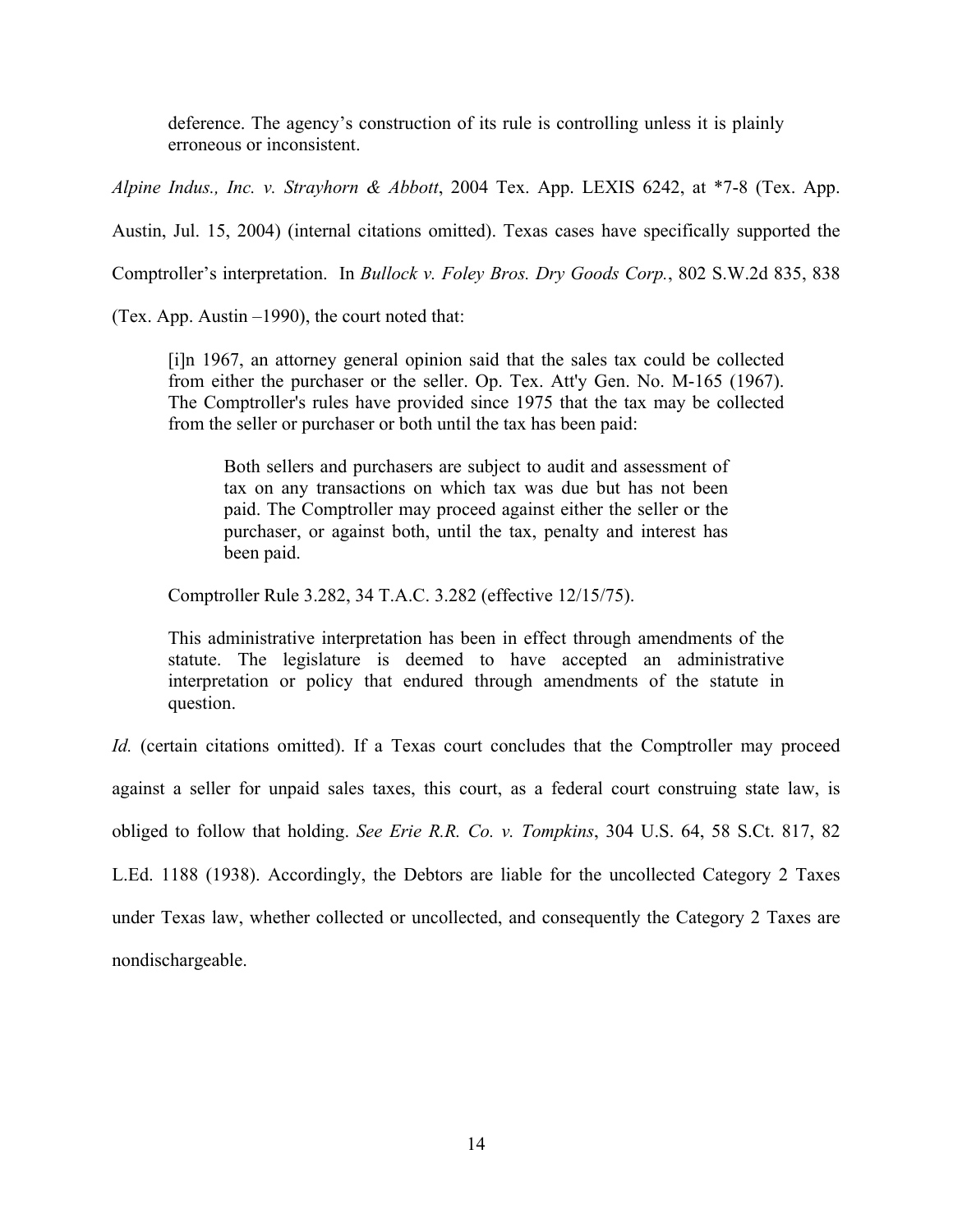> deference. The agency's construction of its rule is controlling unless it is plainly erroneous or inconsistent.

*Alpine Indus., Inc. v. Strayhorn & Abbott*, 2004 Tex. App. LEXIS 6242, at *7-8 (Tex. App. Austin, Jul. 15, 2004) (internal citations omitted). Texas cases have specifically supported the Comptroller's interpretation. In *Bullock v. Foley Bros. Dry Goods Corp.*, 802 S.W.2d 835, 838 (Tex. App. Austin –1990), the court noted that:

> [i]n 1967, an attorney general opinion said that the sales tax could be collected from either the purchaser or the seller. Op. Tex. Att'y Gen. No. M-165 (1967). The Comptroller's rules have provided since 1975 that the tax may be collected from the seller or purchaser or both until the tax has been paid:
>
> > Both sellers and purchasers are subject to audit and assessment of tax on any transactions on which tax was due but has not been paid. The Comptroller may proceed against either the seller or the purchaser, or against both, until the tax, penalty and interest has been paid.
>
> Comptroller Rule 3.282, 34 T.A.C. 3.282 (effective 12/15/75).
>
> This administrative interpretation has been in effect through amendments of the statute. The legislature is deemed to have accepted an administrative interpretation or policy that endured through amendments of the statute in question.

*Id.* (certain citations omitted). If a Texas court concludes that the Comptroller may proceed against a seller for unpaid sales taxes, this court, as a federal court construing state law, is obliged to follow that holding. *See Erie R.R. Co. v. Tompkins*, 304 U.S. 64, 58 S.Ct. 817, 82 L.Ed. 1188 (1938). Accordingly, the Debtors are liable for the uncollected Category 2 Taxes under Texas law, whether collected or uncollected, and consequently the Category 2 Taxes are nondischargeable.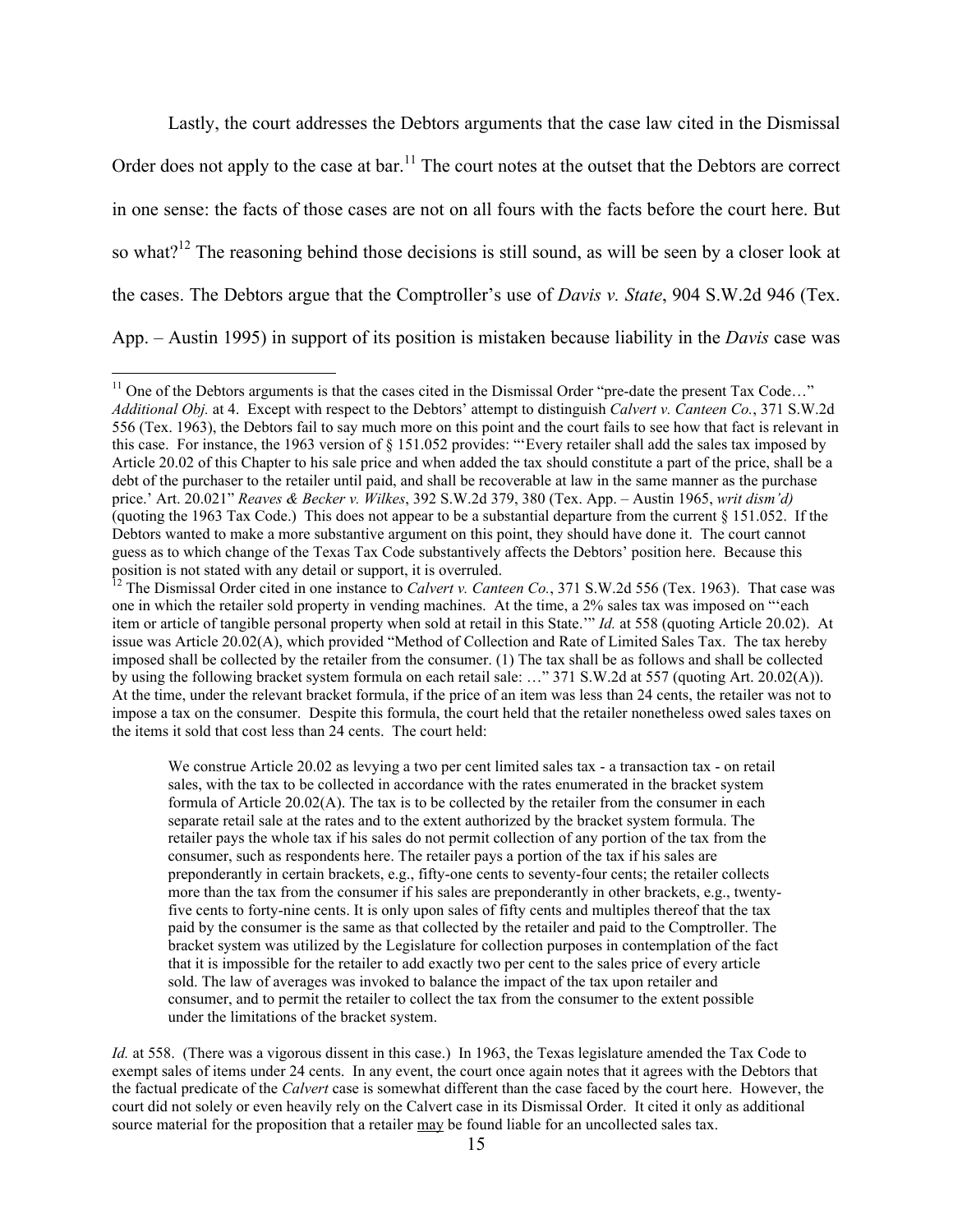Lastly, the court addresses the Debtors arguments that the case law cited in the Dismissal Order does not apply to the case at bar.[11] The court notes at the outset that the Debtors are correct in one sense: the facts of those cases are not on all fours with the facts before the court here. But so what?[12] The reasoning behind those decisions is still sound, as will be seen by a closer look at the cases. The Debtors argue that the Comptroller's use of *Davis v. State*, 904 S.W.2d 946 (Tex. App. – Austin 1995) in support of its position is mistaken because liability in the *Davis* case was

---

[11] One of the Debtors arguments is that the cases cited in the Dismissal Order "pre-date the present Tax Code…" *Additional Obj.* at 4. Except with respect to the Debtors' attempt to distinguish *Calvert v. Canteen Co.*, 371 S.W.2d 556 (Tex. 1963), the Debtors fail to say much more on this point and the court fails to see how that fact is relevant in this case. For instance, the 1963 version of § 151.052 provides: "'Every retailer shall add the sales tax imposed by Article 20.02 of this Chapter to his sale price and when added the tax should constitute a part of the price, shall be a debt of the purchaser to the retailer until paid, and shall be recoverable at law in the same manner as the purchase price.' Art. 20.021" *Reaves & Becker v. Wilkes*, 392 S.W.2d 379, 380 (Tex. App. – Austin 1965, *writ dism'd)* (quoting the 1963 Tax Code.) This does not appear to be a substantial departure from the current § 151.052. If the Debtors wanted to make a more substantive argument on this point, they should have done it. The court cannot guess as to which change of the Texas Tax Code substantively affects the Debtors' position here. Because this position is not stated with any detail or support, it is overruled.

[12] The Dismissal Order cited in one instance to *Calvert v. Canteen Co.*, 371 S.W.2d 556 (Tex. 1963). That case was one in which the retailer sold property in vending machines. At the time, a 2% sales tax was imposed on "'each item or article of tangible personal property when sold at retail in this State.'" *Id.* at 558 (quoting Article 20.02). At issue was Article 20.02(A), which provided "Method of Collection and Rate of Limited Sales Tax. The tax hereby imposed shall be collected by the retailer from the consumer. (1) The tax shall be as follows and shall be collected by using the following bracket system formula on each retail sale: …" 371 S.W.2d at 557 (quoting Art. 20.02(A)). At the time, under the relevant bracket formula, if the price of an item was less than 24 cents, the retailer was not to impose a tax on the consumer. Despite this formula, the court held that the retailer nonetheless owed sales taxes on the items it sold that cost less than 24 cents. The court held:

> We construe Article 20.02 as levying a two per cent limited sales tax - a transaction tax - on retail sales, with the tax to be collected in accordance with the rates enumerated in the bracket system formula of Article 20.02(A). The tax is to be collected by the retailer from the consumer in each separate retail sale at the rates and to the extent authorized by the bracket system formula. The retailer pays the whole tax if his sales do not permit collection of any portion of the tax from the consumer, such as respondents here. The retailer pays a portion of the tax if his sales are preponderantly in certain brackets, e.g., fifty-one cents to seventy-four cents; the retailer collects more than the tax from the consumer if his sales are preponderantly in other brackets, e.g., twenty-five cents to forty-nine cents. It is only upon sales of fifty cents and multiples thereof that the tax paid by the consumer is the same as that collected by the retailer and paid to the Comptroller. The bracket system was utilized by the Legislature for collection purposes in contemplation of the fact that it is impossible for the retailer to add exactly two per cent to the sales price of every article sold. The law of averages was invoked to balance the impact of the tax upon retailer and consumer, and to permit the retailer to collect the tax from the consumer to the extent possible under the limitations of the bracket system.

*Id.* at 558. (There was a vigorous dissent in this case.) In 1963, the Texas legislature amended the Tax Code to exempt sales of items under 24 cents. In any event, the court once again notes that it agrees with the Debtors that the factual predicate of the *Calvert* case is somewhat different than the case faced by the court here. However, the court did not solely or even heavily rely on the Calvert case in its Dismissal Order. It cited it only as additional source material for the proposition that a retailer <u>may</u> be found liable for an uncollected sales tax.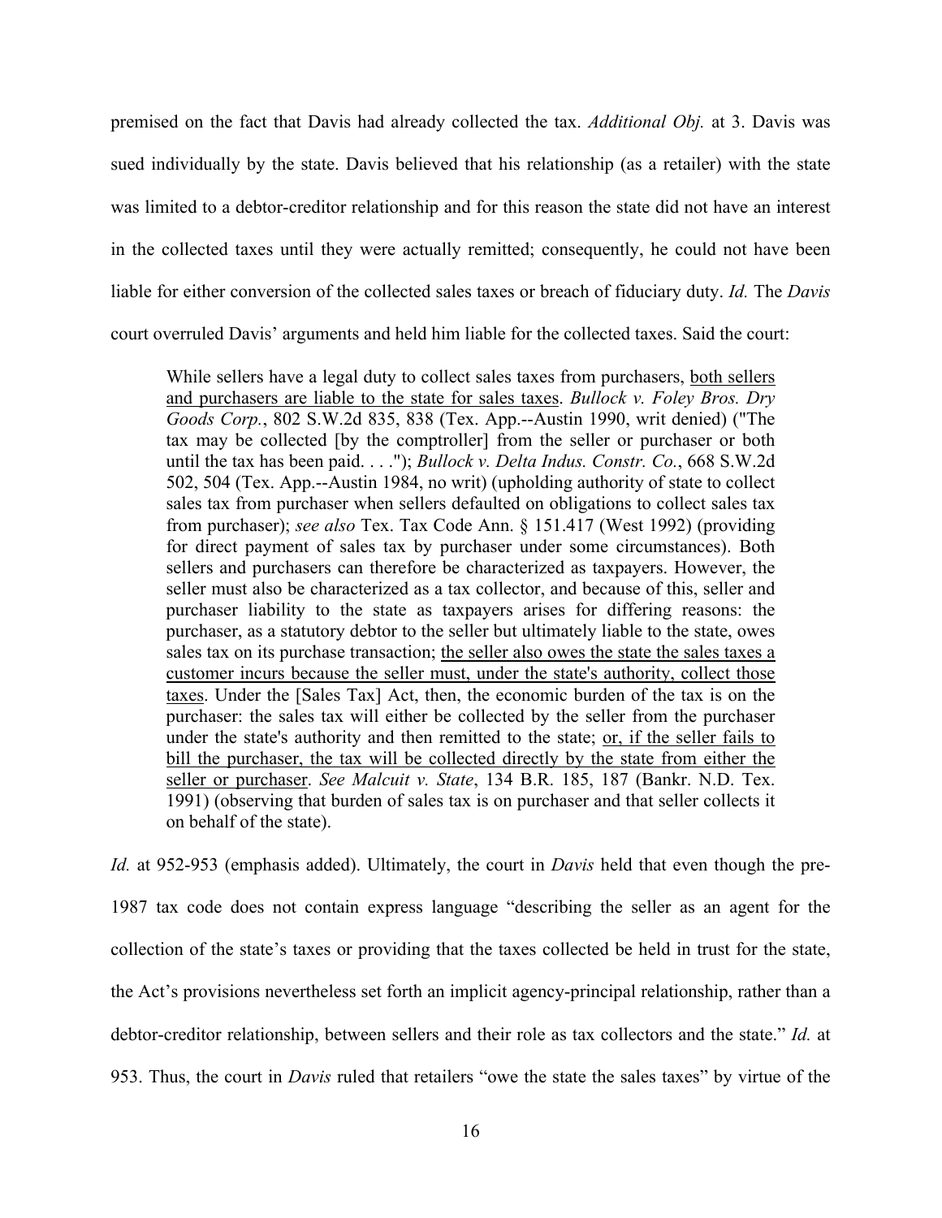premised on the fact that Davis had already collected the tax. *Additional Obj.* at 3. Davis was sued individually by the state. Davis believed that his relationship (as a retailer) with the state was limited to a debtor-creditor relationship and for this reason the state did not have an interest in the collected taxes until they were actually remitted; consequently, he could not have been liable for either conversion of the collected sales taxes or breach of fiduciary duty. *Id.* The *Davis* court overruled Davis' arguments and held him liable for the collected taxes. Said the court:

> While sellers have a legal duty to collect sales taxes from purchasers, <u>both sellers and purchasers are liable to the state for sales taxes</u>. *Bullock v. Foley Bros. Dry Goods Corp.*, 802 S.W.2d 835, 838 (Tex. App.--Austin 1990, writ denied) ("The tax may be collected [by the comptroller] from the seller or purchaser or both until the tax has been paid. . . ."); *Bullock v. Delta Indus. Constr. Co.*, 668 S.W.2d 502, 504 (Tex. App.--Austin 1984, no writ) (upholding authority of state to collect sales tax from purchaser when sellers defaulted on obligations to collect sales tax from purchaser); *see also* Tex. Tax Code Ann. § 151.417 (West 1992) (providing for direct payment of sales tax by purchaser under some circumstances). Both sellers and purchasers can therefore be characterized as taxpayers. However, the seller must also be characterized as a tax collector, and because of this, seller and purchaser liability to the state as taxpayers arises for differing reasons: the purchaser, as a statutory debtor to the seller but ultimately liable to the state, owes sales tax on its purchase transaction; <u>the seller also owes the state the sales taxes a customer incurs because the seller must, under the state's authority, collect those taxes</u>. Under the [Sales Tax] Act, then, the economic burden of the tax is on the purchaser: the sales tax will either be collected by the seller from the purchaser under the state's authority and then remitted to the state; <u>or, if the seller fails to bill the purchaser, the tax will be collected directly by the state from either the seller or purchaser</u>. *See Malcuit v. State*, 134 B.R. 185, 187 (Bankr. N.D. Tex. 1991) (observing that burden of sales tax is on purchaser and that seller collects it on behalf of the state).

*Id.* at 952-953 (emphasis added). Ultimately, the court in *Davis* held that even though the pre-1987 tax code does not contain express language "describing the seller as an agent for the collection of the state's taxes or providing that the taxes collected be held in trust for the state, the Act's provisions nevertheless set forth an implicit agency-principal relationship, rather than a debtor-creditor relationship, between sellers and their role as tax collectors and the state." *Id.* at 953. Thus, the court in *Davis* ruled that retailers "owe the state the sales taxes" by virtue of the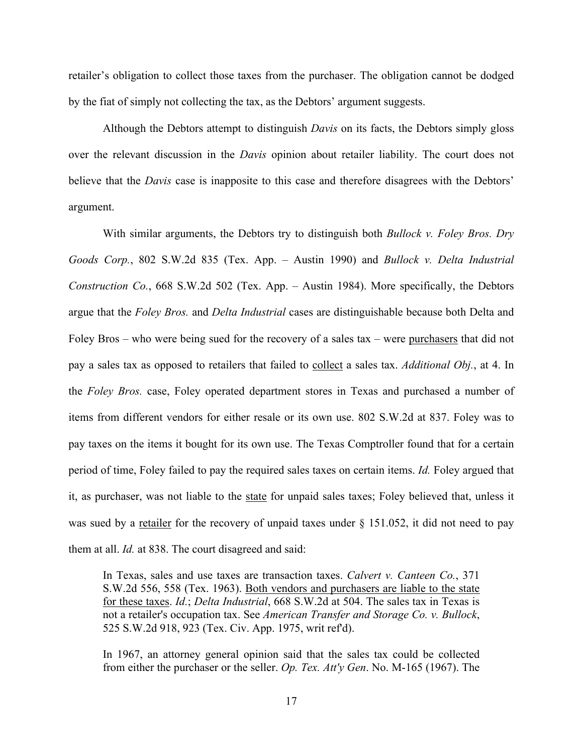retailer's obligation to collect those taxes from the purchaser. The obligation cannot be dodged by the fiat of simply not collecting the tax, as the Debtors' argument suggests.

Although the Debtors attempt to distinguish *Davis* on its facts, the Debtors simply gloss over the relevant discussion in the *Davis* opinion about retailer liability. The court does not believe that the *Davis* case is inapposite to this case and therefore disagrees with the Debtors' argument.

With similar arguments, the Debtors try to distinguish both *Bullock v. Foley Bros. Dry Goods Corp.*, 802 S.W.2d 835 (Tex. App. – Austin 1990) and *Bullock v. Delta Industrial Construction Co.*, 668 S.W.2d 502 (Tex. App. – Austin 1984). More specifically, the Debtors argue that the *Foley Bros.* and *Delta Industrial* cases are distinguishable because both Delta and Foley Bros – who were being sued for the recovery of a sales tax – were <u>purchasers</u> that did not pay a sales tax as opposed to retailers that failed to <u>collect</u> a sales tax. *Additional Obj.*, at 4. In the *Foley Bros.* case, Foley operated department stores in Texas and purchased a number of items from different vendors for either resale or its own use. 802 S.W.2d at 837. Foley was to pay taxes on the items it bought for its own use. The Texas Comptroller found that for a certain period of time, Foley failed to pay the required sales taxes on certain items. *Id.* Foley argued that it, as purchaser, was not liable to the <u>state</u> for unpaid sales taxes; Foley believed that, unless it was sued by a <u>retailer</u> for the recovery of unpaid taxes under § 151.052, it did not need to pay them at all. *Id.* at 838. The court disagreed and said:

> In Texas, sales and use taxes are transaction taxes. *Calvert v. Canteen Co.*, 371 S.W.2d 556, 558 (Tex. 1963). <u>Both vendors and purchasers are liable to the state for these taxes</u>. *Id.*; *Delta Industrial*, 668 S.W.2d at 504. The sales tax in Texas is not a retailer's occupation tax. See *American Transfer and Storage Co. v. Bullock*, 525 S.W.2d 918, 923 (Tex. Civ. App. 1975, writ ref'd).
>
> In 1967, an attorney general opinion said that the sales tax could be collected from either the purchaser or the seller. *Op. Tex. Att'y Gen*. No. M-165 (1967). The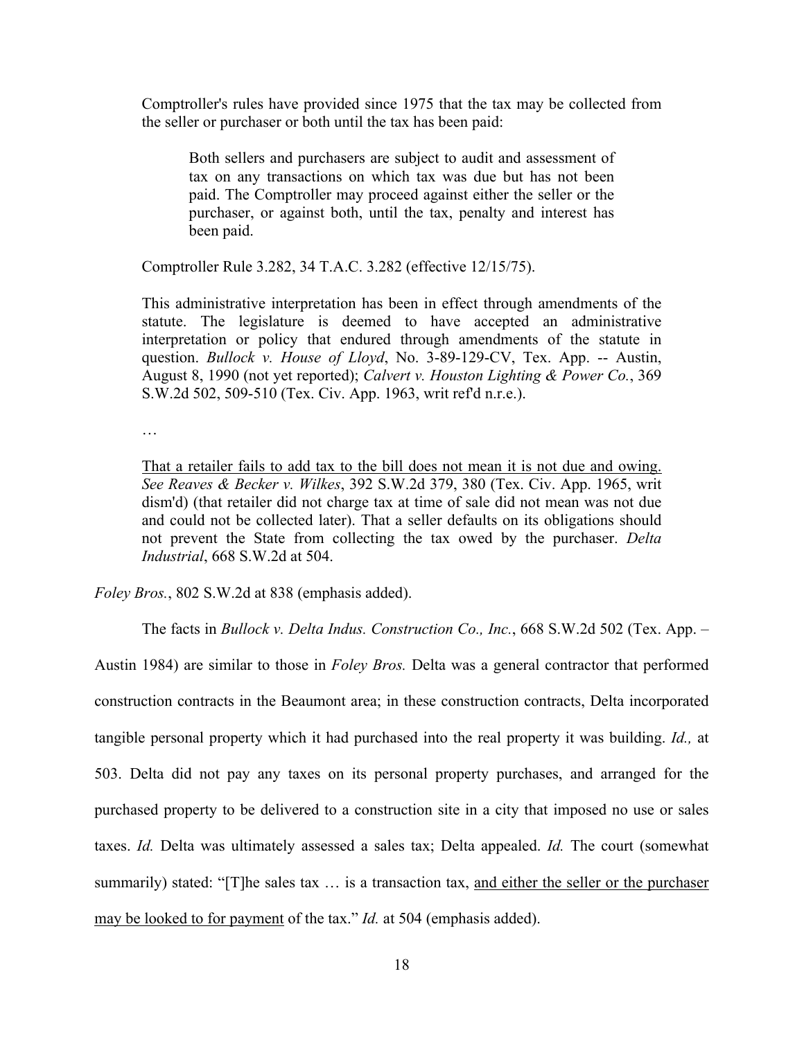> Comptroller's rules have provided since 1975 that the tax may be collected from the seller or purchaser or both until the tax has been paid:
>
> > Both sellers and purchasers are subject to audit and assessment of tax on any transactions on which tax was due but has not been paid. The Comptroller may proceed against either the seller or the purchaser, or against both, until the tax, penalty and interest has been paid.
>
> Comptroller Rule 3.282, 34 T.A.C. 3.282 (effective 12/15/75).
>
> This administrative interpretation has been in effect through amendments of the statute. The legislature is deemed to have accepted an administrative interpretation or policy that endured through amendments of the statute in question. *Bullock v. House of Lloyd*, No. 3-89-129-CV, Tex. App. -- Austin, August 8, 1990 (not yet reported); *Calvert v. Houston Lighting & Power Co.*, 369 S.W.2d 502, 509-510 (Tex. Civ. App. 1963, writ ref'd n.r.e.).
>
> …
>
> <u>That a retailer fails to add tax to the bill does not mean it is not due and owing.</u> *See Reaves & Becker v. Wilkes*, 392 S.W.2d 379, 380 (Tex. Civ. App. 1965, writ dism'd) (that retailer did not charge tax at time of sale did not mean was not due and could not be collected later). That a seller defaults on its obligations should not prevent the State from collecting the tax owed by the purchaser. *Delta Industrial*, 668 S.W.2d at 504.

*Foley Bros.*, 802 S.W.2d at 838 (emphasis added).

The facts in *Bullock v. Delta Indus. Construction Co., Inc.*, 668 S.W.2d 502 (Tex. App. – Austin 1984) are similar to those in *Foley Bros.* Delta was a general contractor that performed construction contracts in the Beaumont area; in these construction contracts, Delta incorporated tangible personal property which it had purchased into the real property it was building. *Id.,* at 503. Delta did not pay any taxes on its personal property purchases, and arranged for the purchased property to be delivered to a construction site in a city that imposed no use or sales taxes. *Id.* Delta was ultimately assessed a sales tax; Delta appealed. *Id.* The court (somewhat summarily) stated: "[T]he sales tax … is a transaction tax, <u>and either the seller or the purchaser may be looked to for payment</u> of the tax." *Id.* at 504 (emphasis added).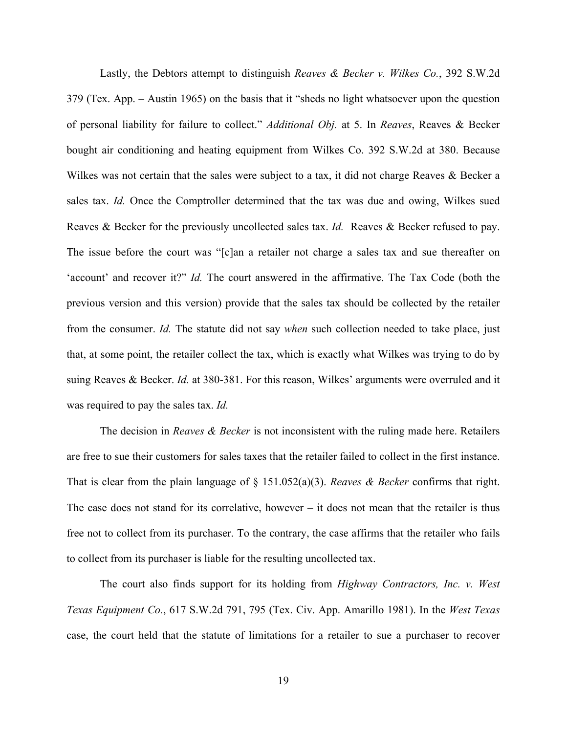Lastly, the Debtors attempt to distinguish *Reaves & Becker v. Wilkes Co.*, 392 S.W.2d 379 (Tex. App. – Austin 1965) on the basis that it "sheds no light whatsoever upon the question of personal liability for failure to collect." *Additional Obj.* at 5. In *Reaves*, Reaves & Becker bought air conditioning and heating equipment from Wilkes Co. 392 S.W.2d at 380. Because Wilkes was not certain that the sales were subject to a tax, it did not charge Reaves & Becker a sales tax. *Id.* Once the Comptroller determined that the tax was due and owing, Wilkes sued Reaves & Becker for the previously uncollected sales tax. *Id.* Reaves & Becker refused to pay. The issue before the court was "[c]an a retailer not charge a sales tax and sue thereafter on 'account' and recover it?" *Id.* The court answered in the affirmative. The Tax Code (both the previous version and this version) provide that the sales tax should be collected by the retailer from the consumer. *Id.* The statute did not say *when* such collection needed to take place, just that, at some point, the retailer collect the tax, which is exactly what Wilkes was trying to do by suing Reaves & Becker. *Id.* at 380-381. For this reason, Wilkes' arguments were overruled and it was required to pay the sales tax. *Id.*

The decision in *Reaves & Becker* is not inconsistent with the ruling made here. Retailers are free to sue their customers for sales taxes that the retailer failed to collect in the first instance. That is clear from the plain language of § 151.052(a)(3). *Reaves & Becker* confirms that right. The case does not stand for its correlative, however – it does not mean that the retailer is thus free not to collect from its purchaser. To the contrary, the case affirms that the retailer who fails to collect from its purchaser is liable for the resulting uncollected tax.

The court also finds support for its holding from *Highway Contractors, Inc. v. West Texas Equipment Co.*, 617 S.W.2d 791, 795 (Tex. Civ. App. Amarillo 1981). In the *West Texas* case, the court held that the statute of limitations for a retailer to sue a purchaser to recover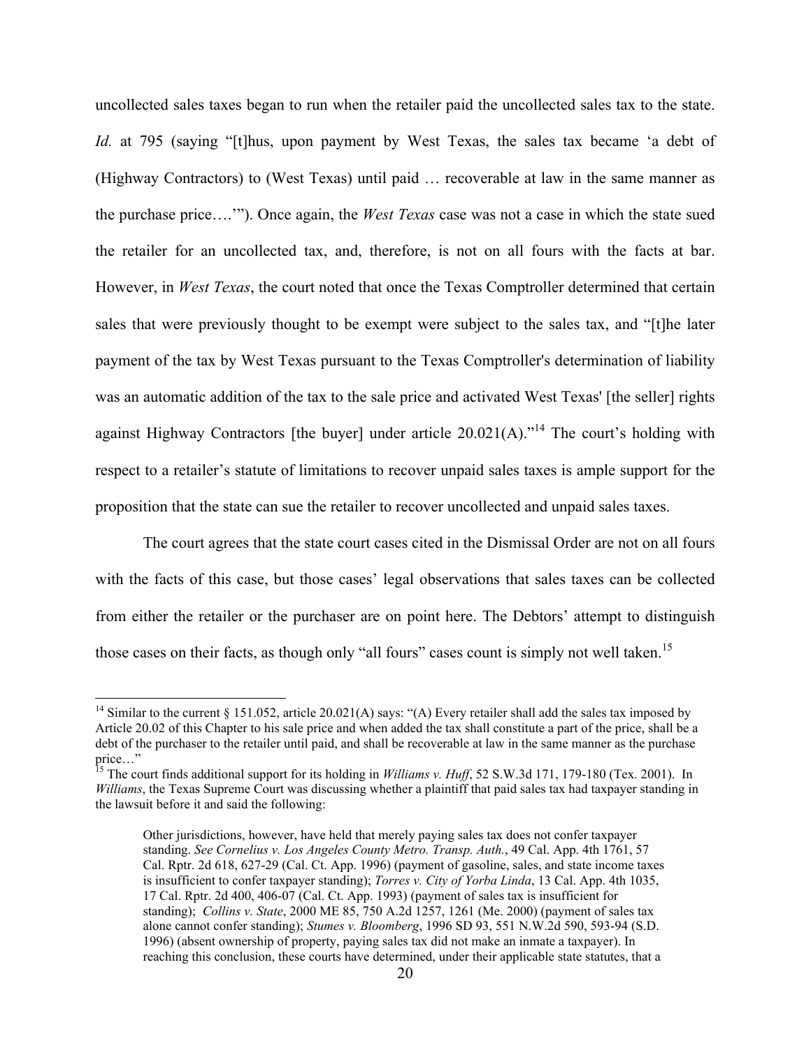uncollected sales taxes began to run when the retailer paid the uncollected sales tax to the state. *Id.* at 795 (saying "[t]hus, upon payment by West Texas, the sales tax became 'a debt of (Highway Contractors) to (West Texas) until paid … recoverable at law in the same manner as the purchase price….'"). Once again, the *West Texas* case was not a case in which the state sued the retailer for an uncollected tax, and, therefore, is not on all fours with the facts at bar. However, in *West Texas*, the court noted that once the Texas Comptroller determined that certain sales that were previously thought to be exempt were subject to the sales tax, and "[t]he later payment of the tax by West Texas pursuant to the Texas Comptroller's determination of liability was an automatic addition of the tax to the sale price and activated West Texas' [the seller] rights against Highway Contractors [the buyer] under article 20.021(A)."[14] The court's holding with respect to a retailer's statute of limitations to recover unpaid sales taxes is ample support for the proposition that the state can sue the retailer to recover uncollected and unpaid sales taxes.

The court agrees that the state court cases cited in the Dismissal Order are not on all fours with the facts of this case, but those cases' legal observations that sales taxes can be collected from either the retailer or the purchaser are on point here. The Debtors' attempt to distinguish those cases on their facts, as though only "all fours" cases count is simply not well taken.[15]

---

[14] Similar to the current § 151.052, article 20.021(A) says: "(A) Every retailer shall add the sales tax imposed by Article 20.02 of this Chapter to his sale price and when added the tax shall constitute a part of the price, shall be a debt of the purchaser to the retailer until paid, and shall be recoverable at law in the same manner as the purchase price…"

[15] The court finds additional support for its holding in *Williams v. Huff*, 52 S.W.3d 171, 179-180 (Tex. 2001). In *Williams*, the Texas Supreme Court was discussing whether a plaintiff that paid sales tax had taxpayer standing in the lawsuit before it and said the following:

> Other jurisdictions, however, have held that merely paying sales tax does not confer taxpayer standing. *See Cornelius v. Los Angeles County Metro. Transp. Auth.*, 49 Cal. App. 4th 1761, 57 Cal. Rptr. 2d 618, 627-29 (Cal. Ct. App. 1996) (payment of gasoline, sales, and state income taxes is insufficient to confer taxpayer standing); *Torres v. City of Yorba Linda*, 13 Cal. App. 4th 1035, 17 Cal. Rptr. 2d 400, 406-07 (Cal. Ct. App. 1993) (payment of sales tax is insufficient for standing); *Collins v. State*, 2000 ME 85, 750 A.2d 1257, 1261 (Me. 2000) (payment of sales tax alone cannot confer standing); *Stumes v. Bloomberg*, 1996 SD 93, 551 N.W.2d 590, 593-94 (S.D. 1996) (absent ownership of property, paying sales tax did not make an inmate a taxpayer). In reaching this conclusion, these courts have determined, under their applicable state statutes, that a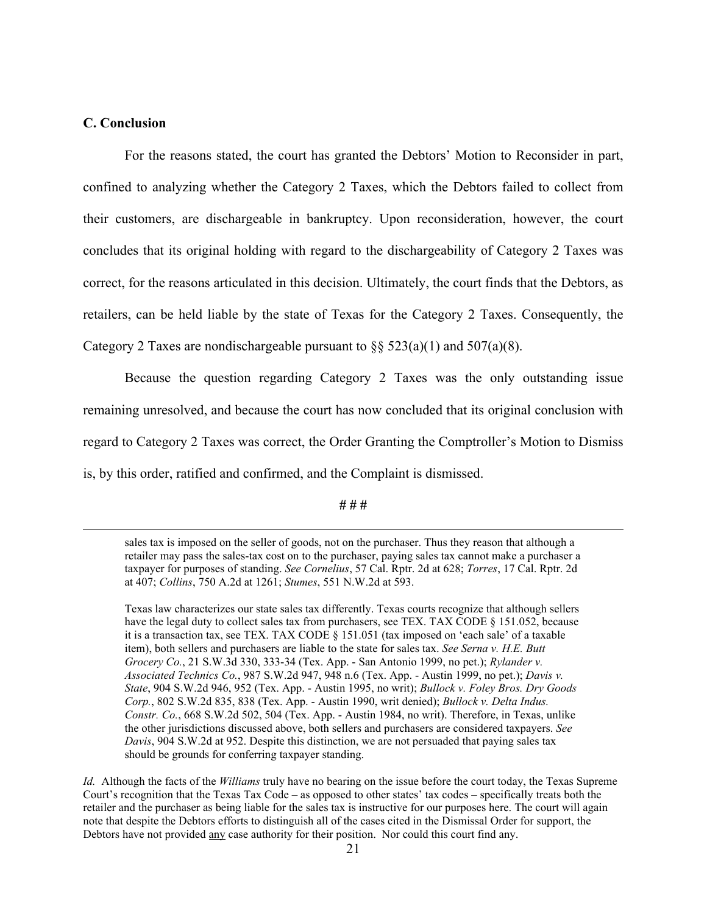### C. Conclusion

For the reasons stated, the court has granted the Debtors' Motion to Reconsider in part, confined to analyzing whether the Category 2 Taxes, which the Debtors failed to collect from their customers, are dischargeable in bankruptcy. Upon reconsideration, however, the court concludes that its original holding with regard to the dischargeability of Category 2 Taxes was correct, for the reasons articulated in this decision. Ultimately, the court finds that the Debtors, as retailers, can be held liable by the state of Texas for the Category 2 Taxes. Consequently, the Category 2 Taxes are nondischargeable pursuant to §§ 523(a)(1) and 507(a)(8).

Because the question regarding Category 2 Taxes was the only outstanding issue remaining unresolved, and because the court has now concluded that its original conclusion with regard to Category 2 Taxes was correct, the Order Granting the Comptroller's Motion to Dismiss is, by this order, ratified and confirmed, and the Complaint is dismissed.

# # #

---

> sales tax is imposed on the seller of goods, not on the purchaser. Thus they reason that although a retailer may pass the sales-tax cost on to the purchaser, paying sales tax cannot make a purchaser a taxpayer for purposes of standing. *See Cornelius*, 57 Cal. Rptr. 2d at 628; *Torres*, 17 Cal. Rptr. 2d at 407; *Collins*, 750 A.2d at 1261; *Stumes*, 551 N.W.2d at 593.
>
> Texas law characterizes our state sales tax differently. Texas courts recognize that although sellers have the legal duty to collect sales tax from purchasers, see TEX. TAX CODE § 151.052, because it is a transaction tax, see TEX. TAX CODE § 151.051 (tax imposed on 'each sale' of a taxable item), both sellers and purchasers are liable to the state for sales tax. *See Serna v. H.E. Butt Grocery Co.*, 21 S.W.3d 330, 333-34 (Tex. App. - San Antonio 1999, no pet.); *Rylander v. Associated Technics Co.*, 987 S.W.2d 947, 948 n.6 (Tex. App. - Austin 1999, no pet.); *Davis v. State*, 904 S.W.2d 946, 952 (Tex. App. - Austin 1995, no writ); *Bullock v. Foley Bros. Dry Goods Corp.*, 802 S.W.2d 835, 838 (Tex. App. - Austin 1990, writ denied); *Bullock v. Delta Indus. Constr. Co.*, 668 S.W.2d 502, 504 (Tex. App. - Austin 1984, no writ). Therefore, in Texas, unlike the other jurisdictions discussed above, both sellers and purchasers are considered taxpayers. *See Davis*, 904 S.W.2d at 952. Despite this distinction, we are not persuaded that paying sales tax should be grounds for conferring taxpayer standing.

*Id.* Although the facts of the *Williams* truly have no bearing on the issue before the court today, the Texas Supreme Court's recognition that the Texas Tax Code – as opposed to other states' tax codes – specifically treats both the retailer and the purchaser as being liable for the sales tax is instructive for our purposes here. The court will again note that despite the Debtors efforts to distinguish all of the cases cited in the Dismissal Order for support, the Debtors have not provided <u>any</u> case authority for their position. Nor could this court find any.